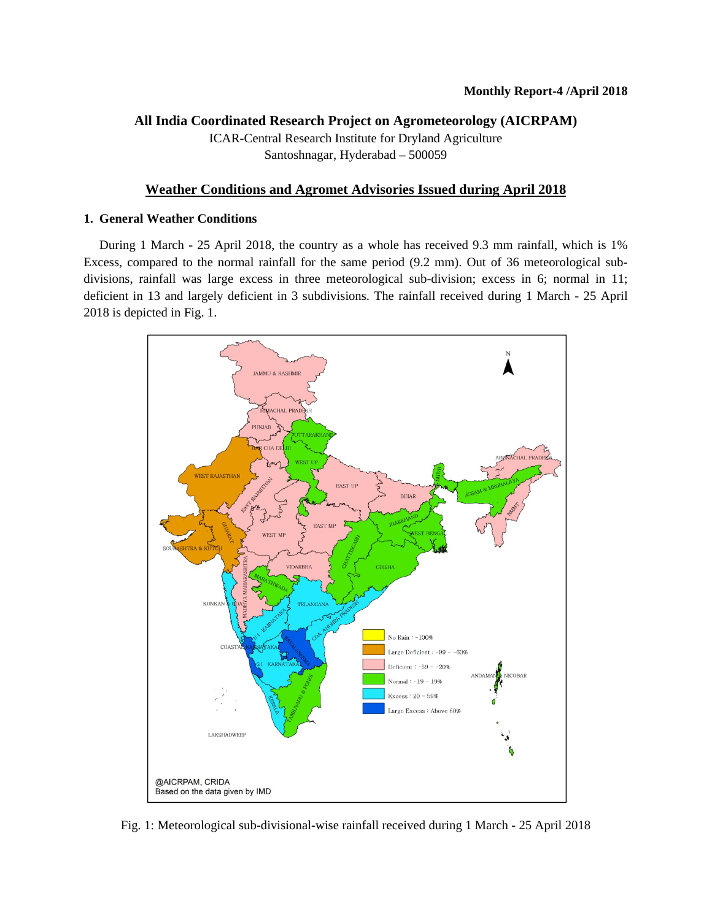**Monthly Report-4 /April 2018**

**All India Coordinated Research Project on Agrometeorology (AICRPAM)**

ICAR-Central Research Institute for Dryland Agriculture
Santoshnagar, Hyderabad – 500059

## Weather Conditions and Agromet Advisories Issued during April 2018

### 1. General Weather Conditions

During 1 March - 25 April 2018, the country as a whole has received 9.3 mm rainfall, which is 1% Excess, compared to the normal rainfall for the same period (9.2 mm). Out of 36 meteorological sub-divisions, rainfall was large excess in three meteorological sub-division; excess in 6; normal in 11; deficient in 13 and largely deficient in 3 subdivisions. The rainfall received during 1 March - 25 April 2018 is depicted in Fig. 1.

Fig. 1: Meteorological sub-divisional-wise rainfall received during 1 March - 25 April 2018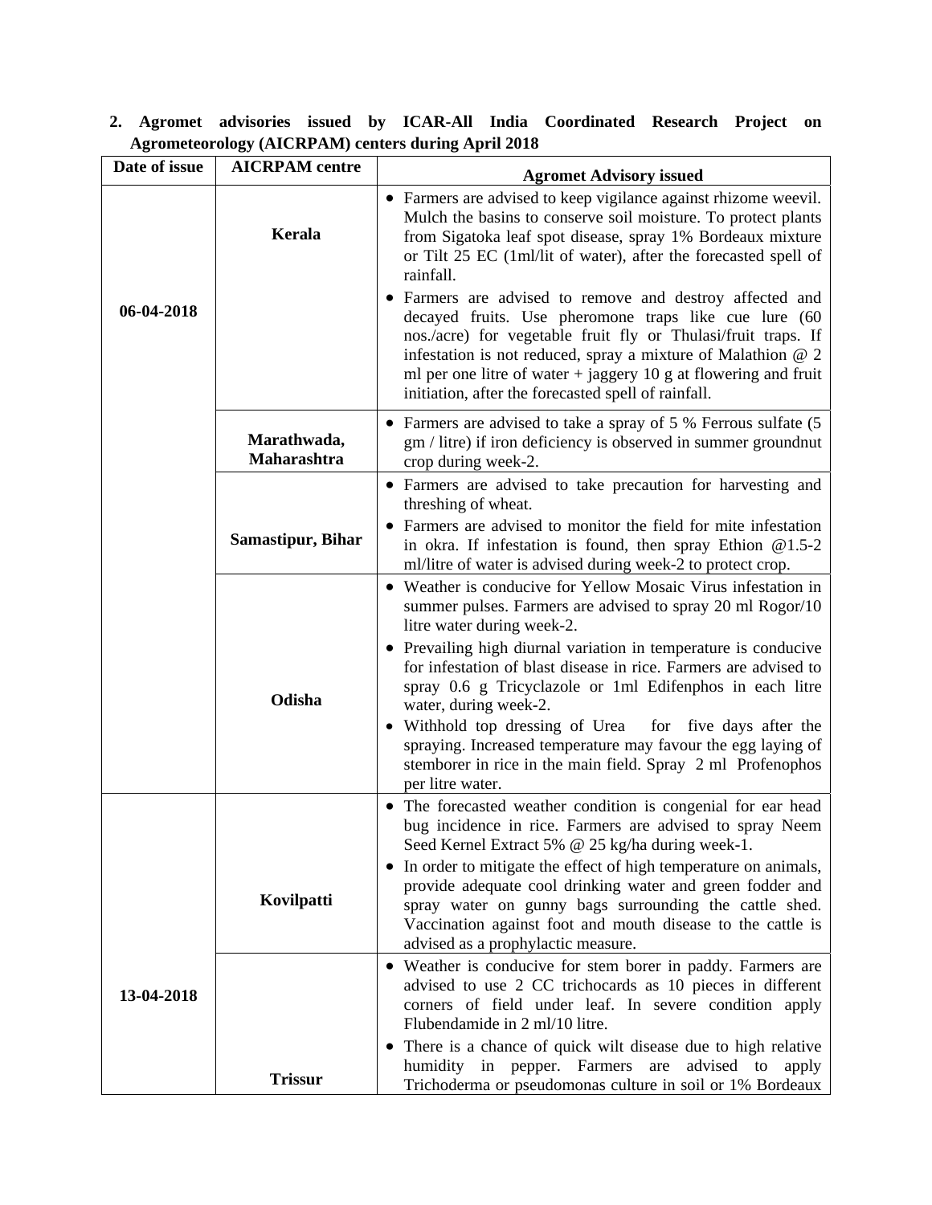## 2. Agromet advisories issued by ICAR-All India Coordinated Research Project on Agrometeorology (AICRPAM) centers during April 2018

| Date of issue | AICRPAM centre | Agromet Advisory issued |
|---|---|---|
| 06-04-2018 | Kerala | • Farmers are advised to keep vigilance against rhizome weevil. Mulch the basins to conserve soil moisture. To protect plants from Sigatoka leaf spot disease, spray 1% Bordeaux mixture or Tilt 25 EC (1ml/lit of water), after the forecasted spell of rainfall.<br>• Farmers are advised to remove and destroy affected and decayed fruits. Use pheromone traps like cue lure (60 nos./acre) for vegetable fruit fly or Thulasi/fruit traps. If infestation is not reduced, spray a mixture of Malathion @ 2 ml per one litre of water + jaggery 10 g at flowering and fruit initiation, after the forecasted spell of rainfall. |
| | Marathwada, Maharashtra | • Farmers are advised to take a spray of 5 % Ferrous sulfate (5 gm / litre) if iron deficiency is observed in summer groundnut crop during week-2. |
| | Samastipur, Bihar | • Farmers are advised to take precaution for harvesting and threshing of wheat.<br>• Farmers are advised to monitor the field for mite infestation in okra. If infestation is found, then spray Ethion @1.5-2 ml/litre of water is advised during week-2 to protect crop. |
| | Odisha | • Weather is conducive for Yellow Mosaic Virus infestation in summer pulses. Farmers are advised to spray 20 ml Rogor/10 litre water during week-2.<br>• Prevailing high diurnal variation in temperature is conducive for infestation of blast disease in rice. Farmers are advised to spray 0.6 g Tricyclazole or 1ml Edifenphos in each litre water, during week-2.<br>• Withhold top dressing of Urea for five days after the spraying. Increased temperature may favour the egg laying of stemborer in rice in the main field. Spray 2 ml Profenophos per litre water. |
| 13-04-2018 | Kovilpatti | • The forecasted weather condition is congenial for ear head bug incidence in rice. Farmers are advised to spray Neem Seed Kernel Extract 5% @ 25 kg/ha during week-1.<br>• In order to mitigate the effect of high temperature on animals, provide adequate cool drinking water and green fodder and spray water on gunny bags surrounding the cattle shed. Vaccination against foot and mouth disease to the cattle is advised as a prophylactic measure. |
| | Trissur | • Weather is conducive for stem borer in paddy. Farmers are advised to use 2 CC trichocards as 10 pieces in different corners of field under leaf. In severe condition apply Flubendamide in 2 ml/10 litre.<br>• There is a chance of quick wilt disease due to high relative humidity in pepper. Farmers are advised to apply Trichoderma or pseudomonas culture in soil or 1% Bordeaux |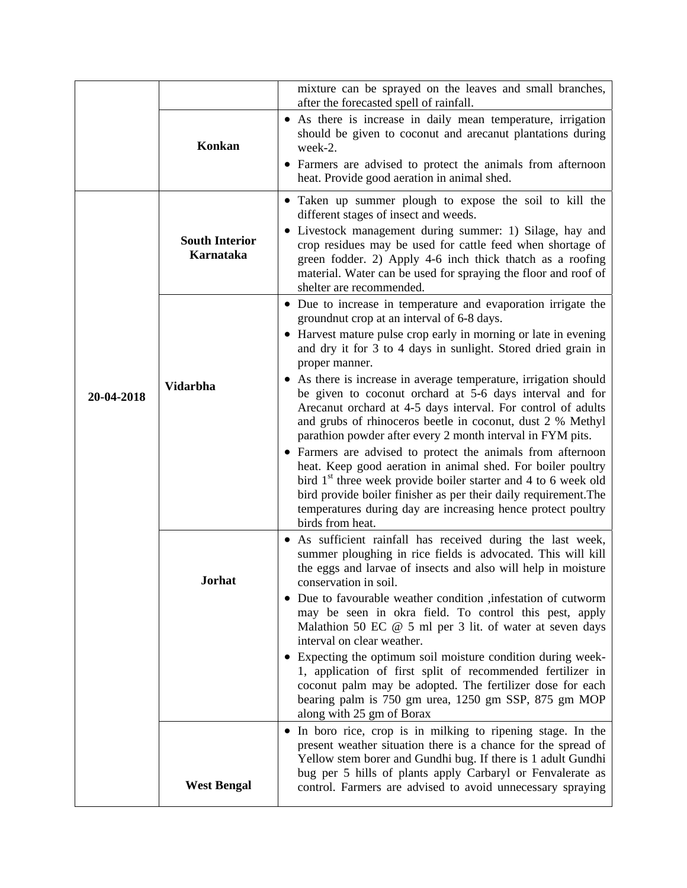| | | |
|---|---|---|
| | | mixture can be sprayed on the leaves and small branches, after the forecasted spell of rainfall. |
| | **Konkan** | • As there is increase in daily mean temperature, irrigation should be given to coconut and arecanut plantations during week-2.<br>• Farmers are advised to protect the animals from afternoon heat. Provide good aeration in animal shed. |
| **20-04-2018** | **South Interior Karnataka** | • Taken up summer plough to expose the soil to kill the different stages of insect and weeds.<br>• Livestock management during summer: 1) Silage, hay and crop residues may be used for cattle feed when shortage of green fodder. 2) Apply 4-6 inch thick thatch as a roofing material. Water can be used for spraying the floor and roof of shelter are recommended. |
| | **Vidarbha** | • Due to increase in temperature and evaporation irrigate the groundnut crop at an interval of 6-8 days.<br>• Harvest mature pulse crop early in morning or late in evening and dry it for 3 to 4 days in sunlight. Stored dried grain in proper manner.<br>• As there is increase in average temperature, irrigation should be given to coconut orchard at 5-6 days interval and for Arecanut orchard at 4-5 days interval. For control of adults and grubs of rhinoceros beetle in coconut, dust 2 % Methyl parathion powder after every 2 month interval in FYM pits.<br>• Farmers are advised to protect the animals from afternoon heat. Keep good aeration in animal shed. For boiler poultry bird 1st three week provide boiler starter and 4 to 6 week old bird provide boiler finisher as per their daily requirement.The temperatures during day are increasing hence protect poultry birds from heat. |
| | **Jorhat** | • As sufficient rainfall has received during the last week, summer ploughing in rice fields is advocated. This will kill the eggs and larvae of insects and also will help in moisture conservation in soil.<br>• Due to favourable weather condition ,infestation of cutworm may be seen in okra field. To control this pest, apply Malathion 50 EC @ 5 ml per 3 lit. of water at seven days interval on clear weather.<br>• Expecting the optimum soil moisture condition during week-1, application of first split of recommended fertilizer in coconut palm may be adopted. The fertilizer dose for each bearing palm is 750 gm urea, 1250 gm SSP, 875 gm MOP along with 25 gm of Borax |
| | **West Bengal** | • In boro rice, crop is in milking to ripening stage. In the present weather situation there is a chance for the spread of Yellow stem borer and Gundhi bug. If there is 1 adult Gundhi bug per 5 hills of plants apply Carbaryl or Fenvalerate as control. Farmers are advised to avoid unnecessary spraying |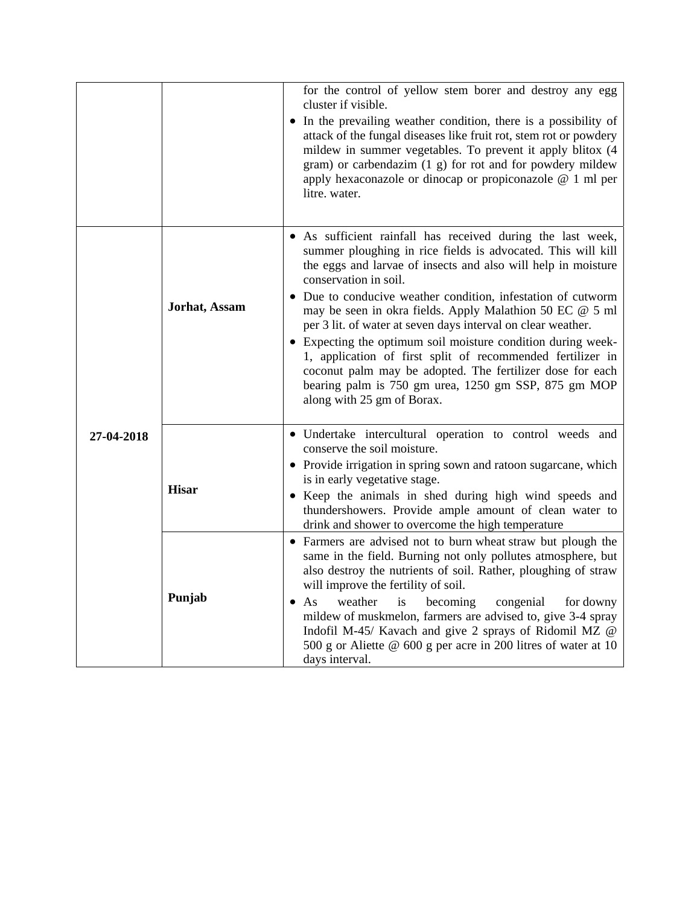| | | |
|---|---|---|
| | | for the control of yellow stem borer and destroy any egg cluster if visible.<br>• In the prevailing weather condition, there is a possibility of attack of the fungal diseases like fruit rot, stem rot or powdery mildew in summer vegetables. To prevent it apply blitox (4 gram) or carbendazim (1 g) for rot and for powdery mildew apply hexaconazole or dinocap or propiconazole @ 1 ml per litre. water. |
| **27-04-2018** | **Jorhat, Assam** | • As sufficient rainfall has received during the last week, summer ploughing in rice fields is advocated. This will kill the eggs and larvae of insects and also will help in moisture conservation in soil.<br>• Due to conducive weather condition, infestation of cutworm may be seen in okra fields. Apply Malathion 50 EC @ 5 ml per 3 lit. of water at seven days interval on clear weather.<br>• Expecting the optimum soil moisture condition during week-1, application of first split of recommended fertilizer in coconut palm may be adopted. The fertilizer dose for each bearing palm is 750 gm urea, 1250 gm SSP, 875 gm MOP along with 25 gm of Borax. |
| | **Hisar** | • Undertake intercultural operation to control weeds and conserve the soil moisture.<br>• Provide irrigation in spring sown and ratoon sugarcane, which is in early vegetative stage.<br>• Keep the animals in shed during high wind speeds and thundershowers. Provide ample amount of clean water to drink and shower to overcome the high temperature |
| | **Punjab** | • Farmers are advised not to burn wheat straw but plough the same in the field. Burning not only pollutes atmosphere, but also destroy the nutrients of soil. Rather, ploughing of straw will improve the fertility of soil.<br>• As weather is becoming congenial for downy mildew of muskmelon, farmers are advised to, give 3-4 spray Indofil M-45/ Kavach and give 2 sprays of Ridomil MZ @ 500 g or Aliette @ 600 g per acre in 200 litres of water at 10 days interval. |